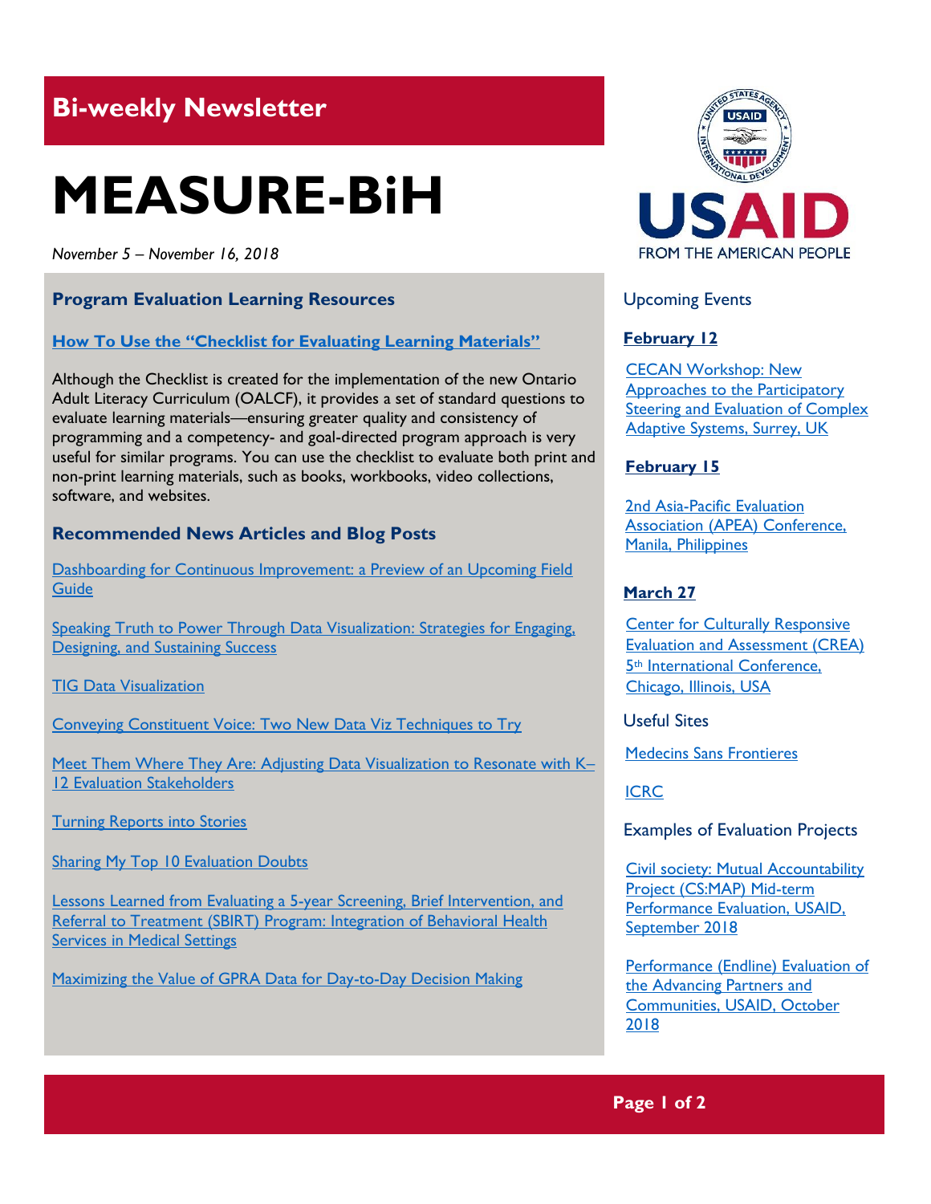## Bi-weekly Newsletter

# MEASURE-BiH

*November 5 – November 16, 2018*

### Program Evaluation Learning Resources

**How To Use the "Checklist for Evaluating Learning Materials"**

Although the Checklist is created for the implementation of the new Ontario Adult Literacy Curriculum (OALCF), it provides a set of standard questions to evaluate learning materials—ensuring greater quality and consistency of programming and a competency- and goal-directed program approach is very useful for similar programs. You can use the checklist to evaluate both print and non-print learning materials, such as books, workbooks, video collections, software, and websites.

### Recommended News Articles and Blog Posts

Dashboarding for Continuous Improvement: a Preview of an Upcoming Field Guide

Speaking Truth to Power Through Data Visualization: Strategies for Engaging, Designing, and Sustaining Success

TIG Data Visualization

Conveying Constituent Voice: Two New Data Viz Techniques to Try

Meet Them Where They Are: Adjusting Data Visualization to Resonate with K–12 Evaluation Stakeholders

Turning Reports into Stories

Sharing My Top 10 Evaluation Doubts

Lessons Learned from Evaluating a 5-year Screening, Brief Intervention, and Referral to Treatment (SBIRT) Program: Integration of Behavioral Health Services in Medical Settings

Maximizing the Value of GPRA Data for Day-to-Day Decision Making

USAID
FROM THE AMERICAN PEOPLE

### Upcoming Events

**February 12**

CECAN Workshop: New Approaches to the Participatory Steering and Evaluation of Complex Adaptive Systems, Surrey, UK

**February 15**

2nd Asia-Pacific Evaluation Association (APEA) Conference, Manila, Philippines

**March 27**

Center for Culturally Responsive Evaluation and Assessment (CREA) 5th International Conference, Chicago, Illinois, USA

### Useful Sites

Medecins Sans Frontieres

ICRC

### Examples of Evaluation Projects

Civil society: Mutual Accountability Project (CS:MAP) Mid-term Performance Evaluation, USAID, September 2018

Performance (Endline) Evaluation of the Advancing Partners and Communities, USAID, October 2018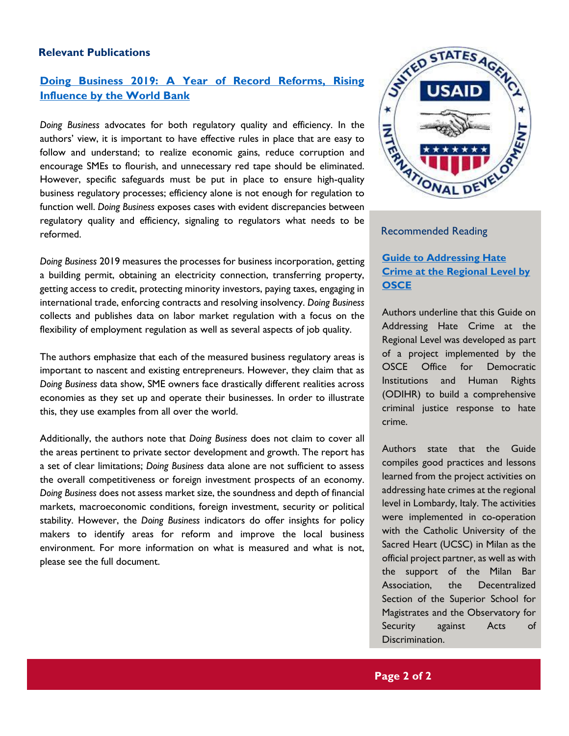## Relevant Publications

### [Doing Business 2019: A Year of Record Reforms, Rising Influence by the World Bank]

*Doing Business* advocates for both regulatory quality and efficiency. In the authors' view, it is important to have effective rules in place that are easy to follow and understand; to realize economic gains, reduce corruption and encourage SMEs to flourish, and unnecessary red tape should be eliminated. However, specific safeguards must be put in place to ensure high-quality business regulatory processes; efficiency alone is not enough for regulation to function well. *Doing Business* exposes cases with evident discrepancies between regulatory quality and efficiency, signaling to regulators what needs to be reformed.

*Doing Business* 2019 measures the processes for business incorporation, getting a building permit, obtaining an electricity connection, transferring property, getting access to credit, protecting minority investors, paying taxes, engaging in international trade, enforcing contracts and resolving insolvency. *Doing Business* collects and publishes data on labor market regulation with a focus on the flexibility of employment regulation as well as several aspects of job quality.

The authors emphasize that each of the measured business regulatory areas is important to nascent and existing entrepreneurs. However, they claim that as *Doing Business* data show, SME owners face drastically different realities across economies as they set up and operate their businesses. In order to illustrate this, they use examples from all over the world.

Additionally, the authors note that *Doing Business* does not claim to cover all the areas pertinent to private sector development and growth. The report has a set of clear limitations; *Doing Business* data alone are not sufficient to assess the overall competitiveness or foreign investment prospects of an economy. *Doing Business* does not assess market size, the soundness and depth of financial markets, macroeconomic conditions, foreign investment, security or political stability. However, the *Doing Business* indicators do offer insights for policy makers to identify areas for reform and improve the local business environment. For more information on what is measured and what is not, please see the full document.

### Recommended Reading

#### [Guide to Addressing Hate Crime at the Regional Level by OSCE]

Authors underline that this Guide on Addressing Hate Crime at the Regional Level was developed as part of a project implemented by the OSCE Office for Democratic Institutions and Human Rights (ODIHR) to build a comprehensive criminal justice response to hate crime.

Authors state that the Guide compiles good practices and lessons learned from the project activities on addressing hate crimes at the regional level in Lombardy, Italy. The activities were implemented in co-operation with the Catholic University of the Sacred Heart (UCSC) in Milan as the official project partner, as well as with the support of the Milan Bar Association, the Decentralized Section of the Superior School for Magistrates and the Observatory for Security against Acts of Discrimination.